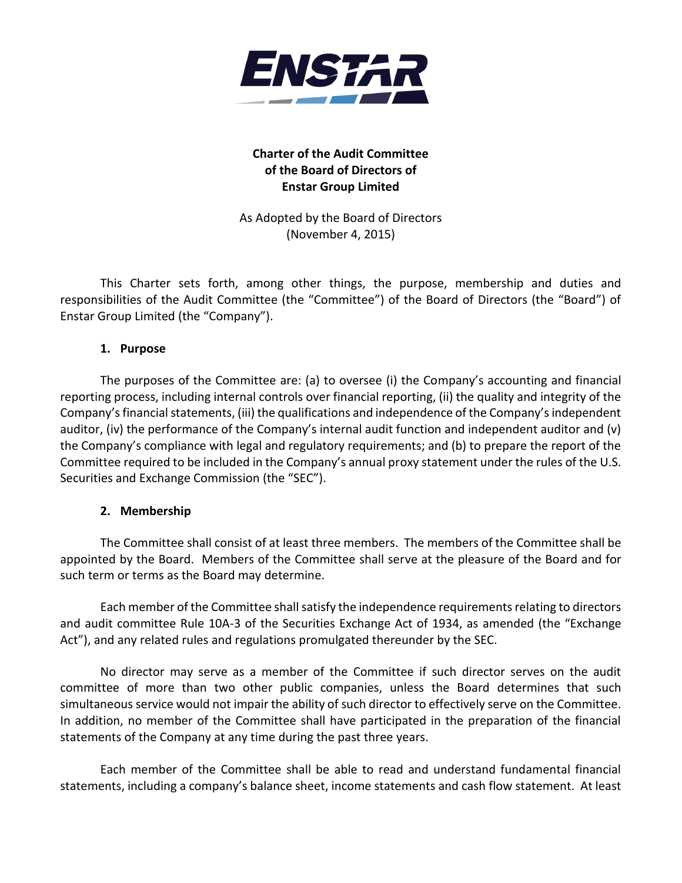# Charter of the Audit Committee of the Board of Directors of Enstar Group Limited

As Adopted by the Board of Directors
(November 4, 2015)

This Charter sets forth, among other things, the purpose, membership and duties and responsibilities of the Audit Committee (the "Committee") of the Board of Directors (the "Board") of Enstar Group Limited (the "Company").

## 1. Purpose

The purposes of the Committee are: (a) to oversee (i) the Company's accounting and financial reporting process, including internal controls over financial reporting, (ii) the quality and integrity of the Company's financial statements, (iii) the qualifications and independence of the Company's independent auditor, (iv) the performance of the Company's internal audit function and independent auditor and (v) the Company's compliance with legal and regulatory requirements; and (b) to prepare the report of the Committee required to be included in the Company's annual proxy statement under the rules of the U.S. Securities and Exchange Commission (the "SEC").

## 2. Membership

The Committee shall consist of at least three members. The members of the Committee shall be appointed by the Board. Members of the Committee shall serve at the pleasure of the Board and for such term or terms as the Board may determine.

Each member of the Committee shall satisfy the independence requirements relating to directors and audit committee Rule 10A-3 of the Securities Exchange Act of 1934, as amended (the "Exchange Act"), and any related rules and regulations promulgated thereunder by the SEC.

No director may serve as a member of the Committee if such director serves on the audit committee of more than two other public companies, unless the Board determines that such simultaneous service would not impair the ability of such director to effectively serve on the Committee. In addition, no member of the Committee shall have participated in the preparation of the financial statements of the Company at any time during the past three years.

Each member of the Committee shall be able to read and understand fundamental financial statements, including a company's balance sheet, income statements and cash flow statement. At least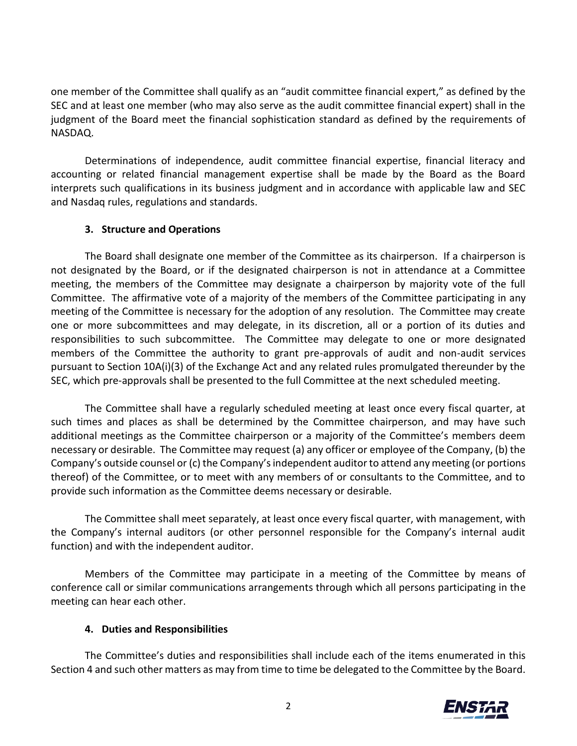one member of the Committee shall qualify as an "audit committee financial expert," as defined by the SEC and at least one member (who may also serve as the audit committee financial expert) shall in the judgment of the Board meet the financial sophistication standard as defined by the requirements of NASDAQ.

Determinations of independence, audit committee financial expertise, financial literacy and accounting or related financial management expertise shall be made by the Board as the Board interprets such qualifications in its business judgment and in accordance with applicable law and SEC and Nasdaq rules, regulations and standards.

### 3. Structure and Operations

The Board shall designate one member of the Committee as its chairperson. If a chairperson is not designated by the Board, or if the designated chairperson is not in attendance at a Committee meeting, the members of the Committee may designate a chairperson by majority vote of the full Committee. The affirmative vote of a majority of the members of the Committee participating in any meeting of the Committee is necessary for the adoption of any resolution. The Committee may create one or more subcommittees and may delegate, in its discretion, all or a portion of its duties and responsibilities to such subcommittee. The Committee may delegate to one or more designated members of the Committee the authority to grant pre-approvals of audit and non-audit services pursuant to Section 10A(i)(3) of the Exchange Act and any related rules promulgated thereunder by the SEC, which pre-approvals shall be presented to the full Committee at the next scheduled meeting.

The Committee shall have a regularly scheduled meeting at least once every fiscal quarter, at such times and places as shall be determined by the Committee chairperson, and may have such additional meetings as the Committee chairperson or a majority of the Committee's members deem necessary or desirable. The Committee may request (a) any officer or employee of the Company, (b) the Company's outside counsel or (c) the Company's independent auditor to attend any meeting (or portions thereof) of the Committee, or to meet with any members of or consultants to the Committee, and to provide such information as the Committee deems necessary or desirable.

The Committee shall meet separately, at least once every fiscal quarter, with management, with the Company's internal auditors (or other personnel responsible for the Company's internal audit function) and with the independent auditor.

Members of the Committee may participate in a meeting of the Committee by means of conference call or similar communications arrangements through which all persons participating in the meeting can hear each other.

### 4. Duties and Responsibilities

The Committee's duties and responsibilities shall include each of the items enumerated in this Section 4 and such other matters as may from time to time be delegated to the Committee by the Board.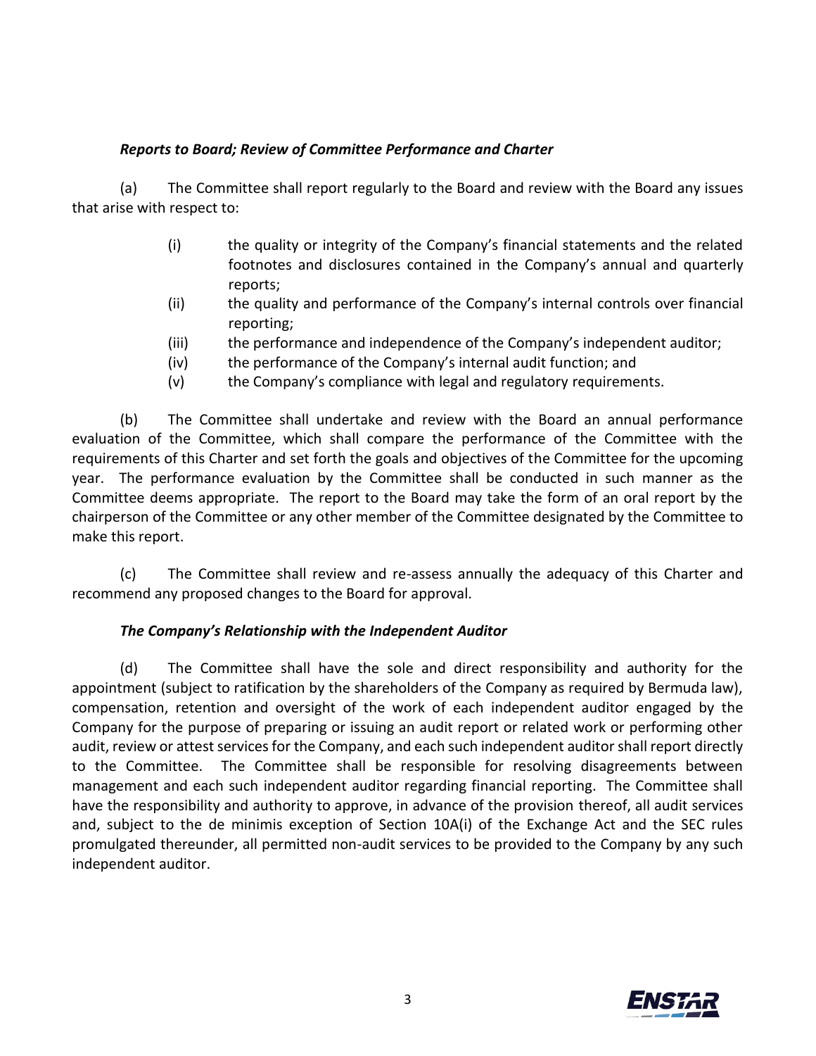***Reports to Board; Review of Committee Performance and Charter***

(a) The Committee shall report regularly to the Board and review with the Board any issues that arise with respect to:

- (i) the quality or integrity of the Company's financial statements and the related footnotes and disclosures contained in the Company's annual and quarterly reports;
- (ii) the quality and performance of the Company's internal controls over financial reporting;
- (iii) the performance and independence of the Company's independent auditor;
- (iv) the performance of the Company's internal audit function; and
- (v) the Company's compliance with legal and regulatory requirements.

(b) The Committee shall undertake and review with the Board an annual performance evaluation of the Committee, which shall compare the performance of the Committee with the requirements of this Charter and set forth the goals and objectives of the Committee for the upcoming year. The performance evaluation by the Committee shall be conducted in such manner as the Committee deems appropriate. The report to the Board may take the form of an oral report by the chairperson of the Committee or any other member of the Committee designated by the Committee to make this report.

(c) The Committee shall review and re-assess annually the adequacy of this Charter and recommend any proposed changes to the Board for approval.

***The Company's Relationship with the Independent Auditor***

(d) The Committee shall have the sole and direct responsibility and authority for the appointment (subject to ratification by the shareholders of the Company as required by Bermuda law), compensation, retention and oversight of the work of each independent auditor engaged by the Company for the purpose of preparing or issuing an audit report or related work or performing other audit, review or attest services for the Company, and each such independent auditor shall report directly to the Committee. The Committee shall be responsible for resolving disagreements between management and each such independent auditor regarding financial reporting. The Committee shall have the responsibility and authority to approve, in advance of the provision thereof, all audit services and, subject to the de minimis exception of Section 10A(i) of the Exchange Act and the SEC rules promulgated thereunder, all permitted non-audit services to be provided to the Company by any such independent auditor.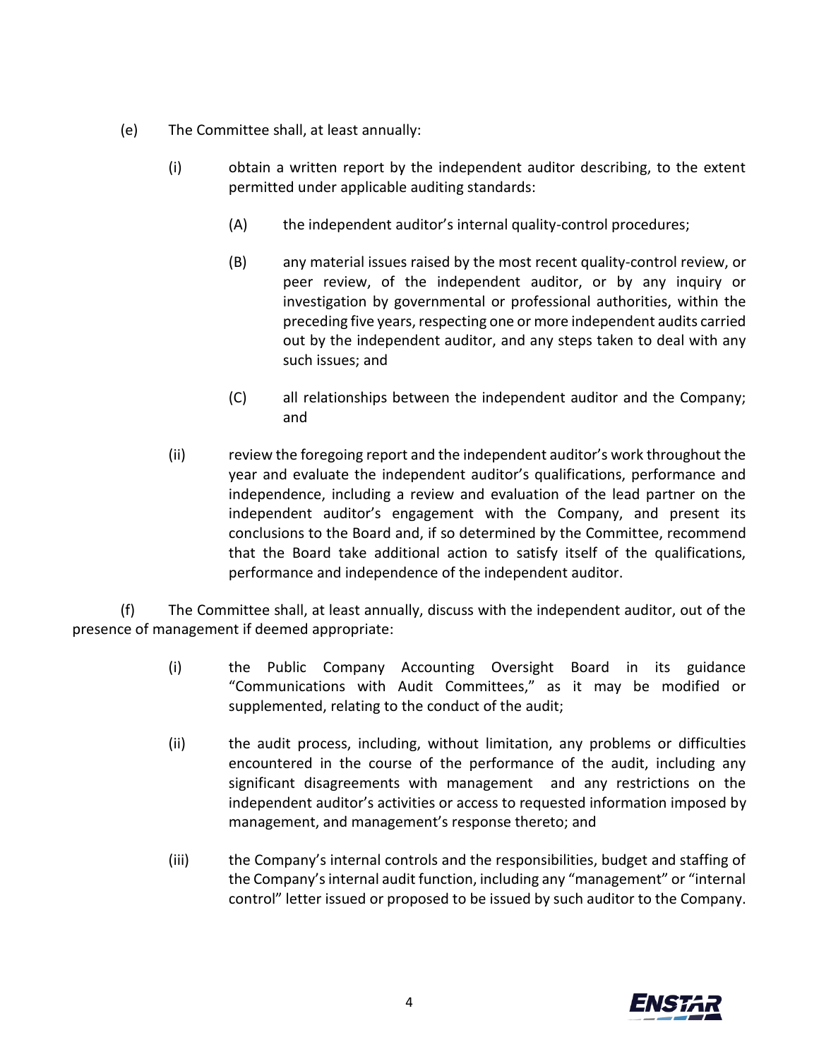(e) The Committee shall, at least annually:

(i) obtain a written report by the independent auditor describing, to the extent permitted under applicable auditing standards:

(A) the independent auditor's internal quality-control procedures;

(B) any material issues raised by the most recent quality-control review, or peer review, of the independent auditor, or by any inquiry or investigation by governmental or professional authorities, within the preceding five years, respecting one or more independent audits carried out by the independent auditor, and any steps taken to deal with any such issues; and

(C) all relationships between the independent auditor and the Company; and

(ii) review the foregoing report and the independent auditor's work throughout the year and evaluate the independent auditor's qualifications, performance and independence, including a review and evaluation of the lead partner on the independent auditor's engagement with the Company, and present its conclusions to the Board and, if so determined by the Committee, recommend that the Board take additional action to satisfy itself of the qualifications, performance and independence of the independent auditor.

(f) The Committee shall, at least annually, discuss with the independent auditor, out of the presence of management if deemed appropriate:

(i) the Public Company Accounting Oversight Board in its guidance "Communications with Audit Committees," as it may be modified or supplemented, relating to the conduct of the audit;

(ii) the audit process, including, without limitation, any problems or difficulties encountered in the course of the performance of the audit, including any significant disagreements with management and any restrictions on the independent auditor's activities or access to requested information imposed by management, and management's response thereto; and

(iii) the Company's internal controls and the responsibilities, budget and staffing of the Company's internal audit function, including any "management" or "internal control" letter issued or proposed to be issued by such auditor to the Company.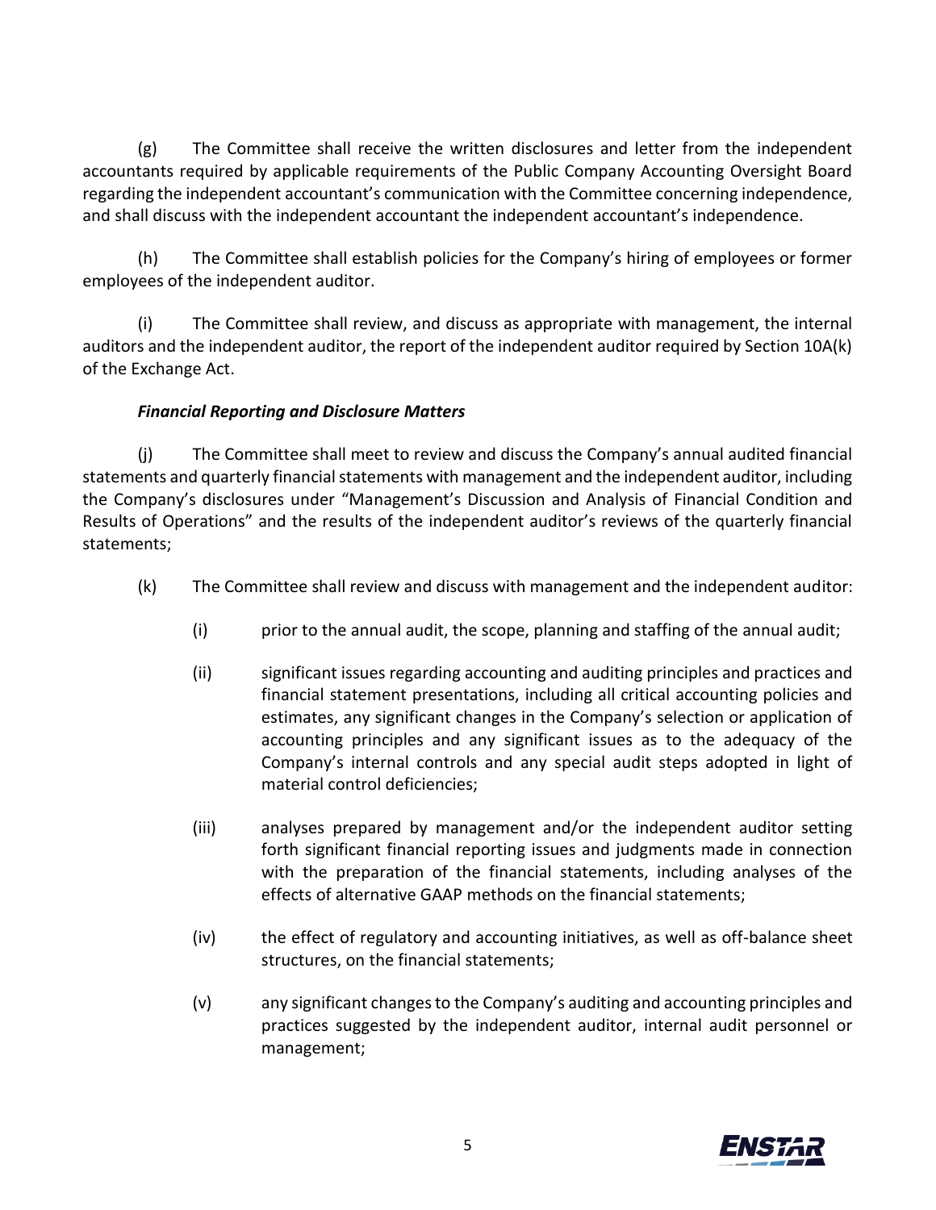(g) The Committee shall receive the written disclosures and letter from the independent accountants required by applicable requirements of the Public Company Accounting Oversight Board regarding the independent accountant's communication with the Committee concerning independence, and shall discuss with the independent accountant the independent accountant's independence.

(h) The Committee shall establish policies for the Company's hiring of employees or former employees of the independent auditor.

(i) The Committee shall review, and discuss as appropriate with management, the internal auditors and the independent auditor, the report of the independent auditor required by Section 10A(k) of the Exchange Act.

***Financial Reporting and Disclosure Matters***

(j) The Committee shall meet to review and discuss the Company's annual audited financial statements and quarterly financial statements with management and the independent auditor, including the Company's disclosures under "Management's Discussion and Analysis of Financial Condition and Results of Operations" and the results of the independent auditor's reviews of the quarterly financial statements;

(k) The Committee shall review and discuss with management and the independent auditor:

- (i) prior to the annual audit, the scope, planning and staffing of the annual audit;
- (ii) significant issues regarding accounting and auditing principles and practices and financial statement presentations, including all critical accounting policies and estimates, any significant changes in the Company's selection or application of accounting principles and any significant issues as to the adequacy of the Company's internal controls and any special audit steps adopted in light of material control deficiencies;
- (iii) analyses prepared by management and/or the independent auditor setting forth significant financial reporting issues and judgments made in connection with the preparation of the financial statements, including analyses of the effects of alternative GAAP methods on the financial statements;
- (iv) the effect of regulatory and accounting initiatives, as well as off-balance sheet structures, on the financial statements;
- (v) any significant changes to the Company's auditing and accounting principles and practices suggested by the independent auditor, internal audit personnel or management;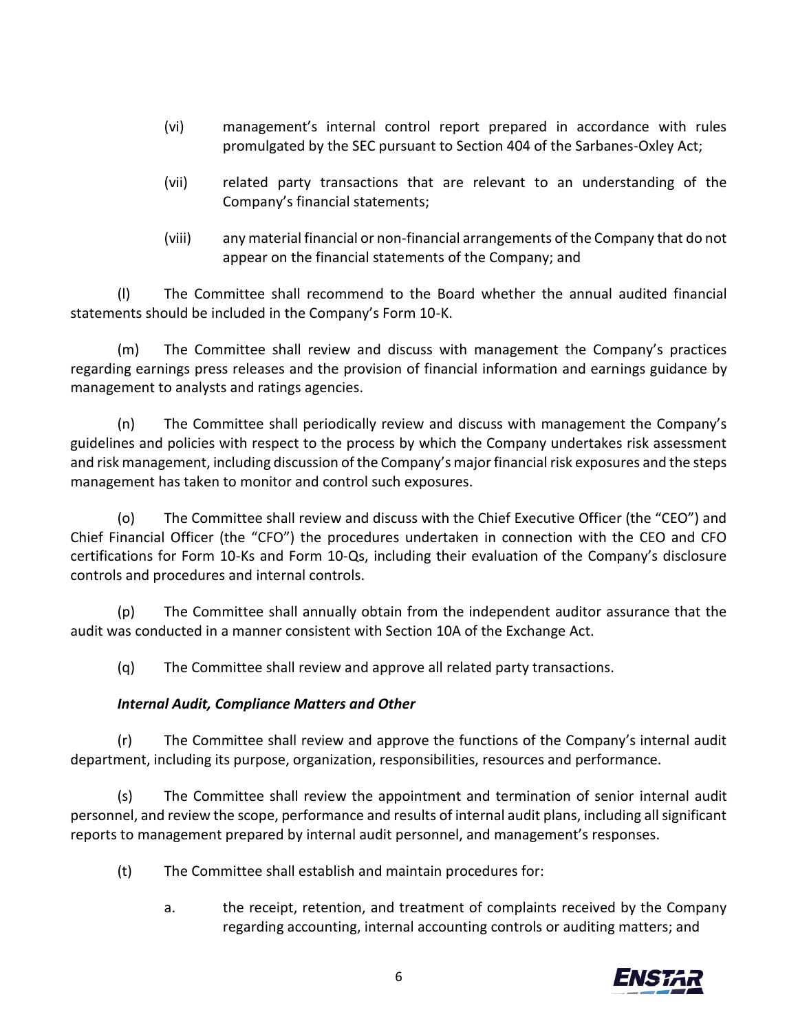(vi) management's internal control report prepared in accordance with rules promulgated by the SEC pursuant to Section 404 of the Sarbanes-Oxley Act;

(vii) related party transactions that are relevant to an understanding of the Company's financial statements;

(viii) any material financial or non-financial arrangements of the Company that do not appear on the financial statements of the Company; and

(l) The Committee shall recommend to the Board whether the annual audited financial statements should be included in the Company's Form 10-K.

(m) The Committee shall review and discuss with management the Company's practices regarding earnings press releases and the provision of financial information and earnings guidance by management to analysts and ratings agencies.

(n) The Committee shall periodically review and discuss with management the Company's guidelines and policies with respect to the process by which the Company undertakes risk assessment and risk management, including discussion of the Company's major financial risk exposures and the steps management has taken to monitor and control such exposures.

(o) The Committee shall review and discuss with the Chief Executive Officer (the "CEO") and Chief Financial Officer (the "CFO") the procedures undertaken in connection with the CEO and CFO certifications for Form 10-Ks and Form 10-Qs, including their evaluation of the Company's disclosure controls and procedures and internal controls.

(p) The Committee shall annually obtain from the independent auditor assurance that the audit was conducted in a manner consistent with Section 10A of the Exchange Act.

(q) The Committee shall review and approve all related party transactions.

***Internal Audit, Compliance Matters and Other***

(r) The Committee shall review and approve the functions of the Company's internal audit department, including its purpose, organization, responsibilities, resources and performance.

(s) The Committee shall review the appointment and termination of senior internal audit personnel, and review the scope, performance and results of internal audit plans, including all significant reports to management prepared by internal audit personnel, and management's responses.

(t) The Committee shall establish and maintain procedures for:

a. the receipt, retention, and treatment of complaints received by the Company regarding accounting, internal accounting controls or auditing matters; and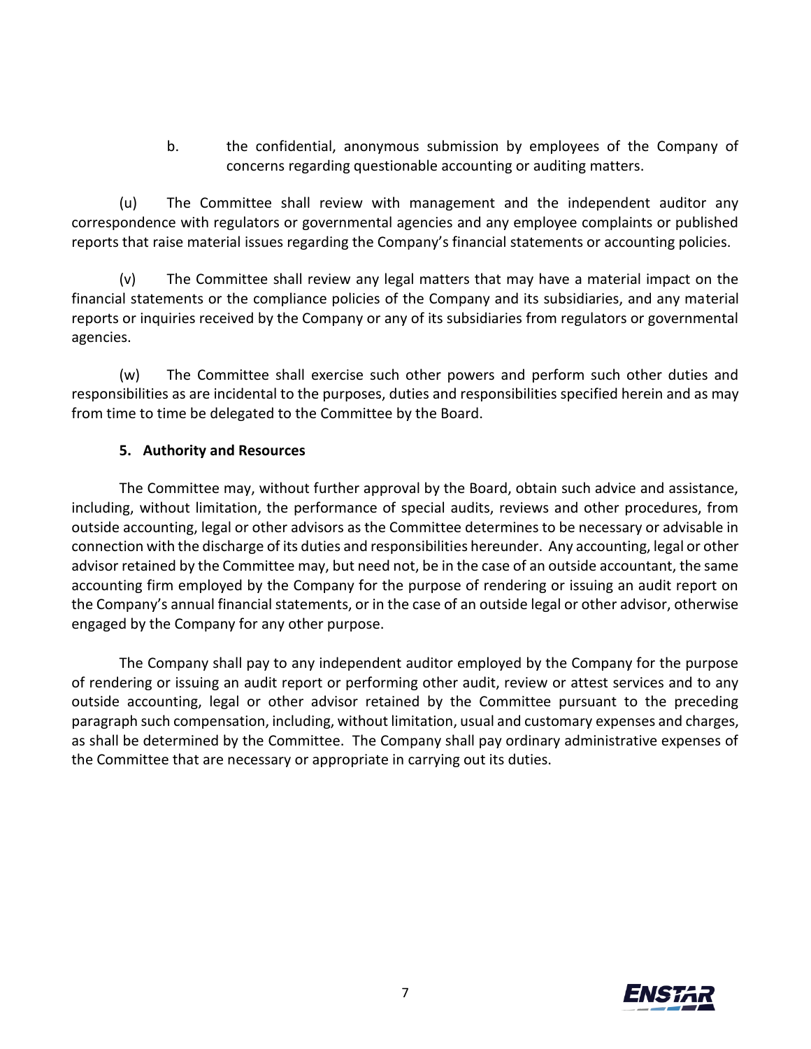b. the confidential, anonymous submission by employees of the Company of concerns regarding questionable accounting or auditing matters.

(u) The Committee shall review with management and the independent auditor any correspondence with regulators or governmental agencies and any employee complaints or published reports that raise material issues regarding the Company's financial statements or accounting policies.

(v) The Committee shall review any legal matters that may have a material impact on the financial statements or the compliance policies of the Company and its subsidiaries, and any material reports or inquiries received by the Company or any of its subsidiaries from regulators or governmental agencies.

(w) The Committee shall exercise such other powers and perform such other duties and responsibilities as are incidental to the purposes, duties and responsibilities specified herein and as may from time to time be delegated to the Committee by the Board.

## 5. Authority and Resources

The Committee may, without further approval by the Board, obtain such advice and assistance, including, without limitation, the performance of special audits, reviews and other procedures, from outside accounting, legal or other advisors as the Committee determines to be necessary or advisable in connection with the discharge of its duties and responsibilities hereunder. Any accounting, legal or other advisor retained by the Committee may, but need not, be in the case of an outside accountant, the same accounting firm employed by the Company for the purpose of rendering or issuing an audit report on the Company's annual financial statements, or in the case of an outside legal or other advisor, otherwise engaged by the Company for any other purpose.

The Company shall pay to any independent auditor employed by the Company for the purpose of rendering or issuing an audit report or performing other audit, review or attest services and to any outside accounting, legal or other advisor retained by the Committee pursuant to the preceding paragraph such compensation, including, without limitation, usual and customary expenses and charges, as shall be determined by the Committee. The Company shall pay ordinary administrative expenses of the Committee that are necessary or appropriate in carrying out its duties.